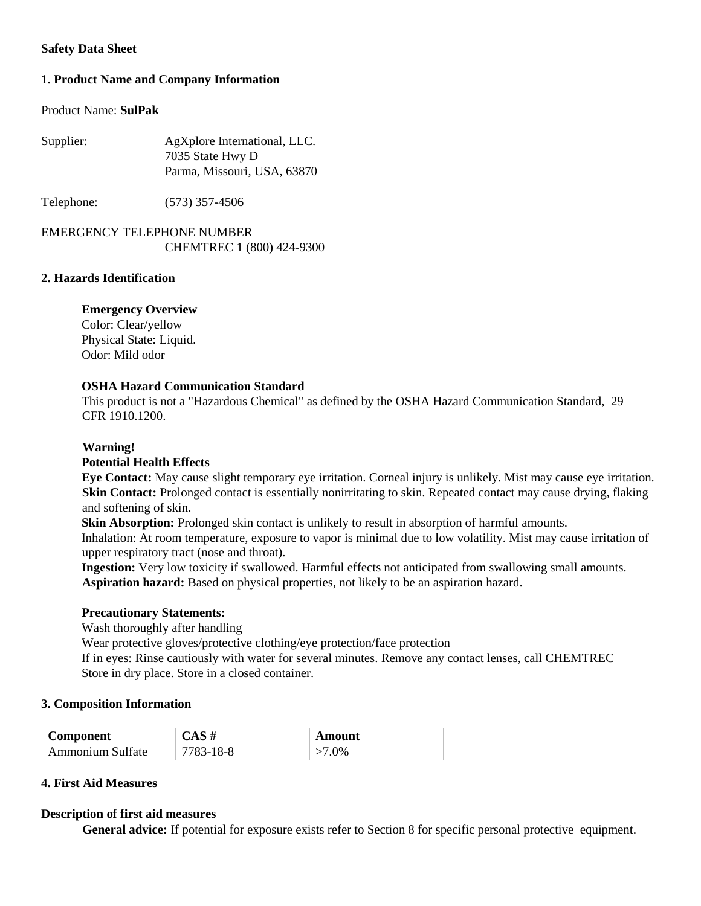**Safety Data Sheet**

## 1. Product Name and Company Information

Product Name: **SulPak**

Supplier: AgXplore International, LLC.
7035 State Hwy D
Parma, Missouri, USA, 63870

Telephone: (573) 357-4506

EMERGENCY TELEPHONE NUMBER
CHEMTREC 1 (800) 424-9300

## 2. Hazards Identification

**Emergency Overview**
Color: Clear/yellow
Physical State: Liquid.
Odor: Mild odor

**OSHA Hazard Communication Standard**
This product is not a "Hazardous Chemical" as defined by the OSHA Hazard Communication Standard, 29 CFR 1910.1200.

**Warning!**
**Potential Health Effects**
**Eye Contact:** May cause slight temporary eye irritation. Corneal injury is unlikely. Mist may cause eye irritation.
**Skin Contact:** Prolonged contact is essentially nonirritating to skin. Repeated contact may cause drying, flaking and softening of skin.
**Skin Absorption:** Prolonged skin contact is unlikely to result in absorption of harmful amounts.
Inhalation: At room temperature, exposure to vapor is minimal due to low volatility. Mist may cause irritation of upper respiratory tract (nose and throat).
**Ingestion:** Very low toxicity if swallowed. Harmful effects not anticipated from swallowing small amounts.
**Aspiration hazard:** Based on physical properties, not likely to be an aspiration hazard.

**Precautionary Statements:**
Wash thoroughly after handling
Wear protective gloves/protective clothing/eye protection/face protection
If in eyes: Rinse cautiously with water for several minutes. Remove any contact lenses, call CHEMTREC
Store in dry place. Store in a closed container.

## 3. Composition Information

| Component | CAS # | Amount |
|---|---|---|
| Ammonium Sulfate | 7783-18-8 | >7.0% |

## 4. First Aid Measures

**Description of first aid measures**

**General advice:** If potential for exposure exists refer to Section 8 for specific personal protective equipment.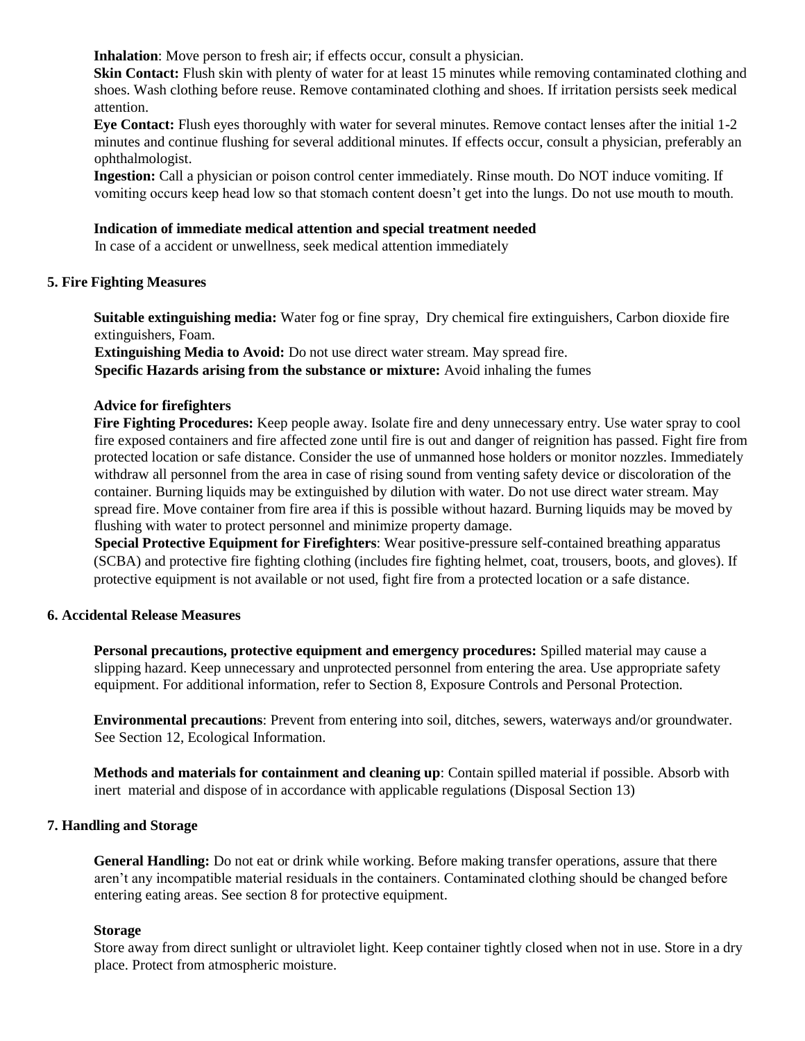**Inhalation**: Move person to fresh air; if effects occur, consult a physician.

**Skin Contact:** Flush skin with plenty of water for at least 15 minutes while removing contaminated clothing and shoes. Wash clothing before reuse. Remove contaminated clothing and shoes. If irritation persists seek medical attention.

**Eye Contact:** Flush eyes thoroughly with water for several minutes. Remove contact lenses after the initial 1-2 minutes and continue flushing for several additional minutes. If effects occur, consult a physician, preferably an ophthalmologist.

**Ingestion:** Call a physician or poison control center immediately. Rinse mouth. Do NOT induce vomiting. If vomiting occurs keep head low so that stomach content doesn't get into the lungs. Do not use mouth to mouth.

**Indication of immediate medical attention and special treatment needed**

In case of a accident or unwellness, seek medical attention immediately

## 5. Fire Fighting Measures

**Suitable extinguishing media:** Water fog or fine spray, Dry chemical fire extinguishers, Carbon dioxide fire extinguishers, Foam.

**Extinguishing Media to Avoid:** Do not use direct water stream. May spread fire.

**Specific Hazards arising from the substance or mixture:** Avoid inhaling the fumes

**Advice for firefighters**

**Fire Fighting Procedures:** Keep people away. Isolate fire and deny unnecessary entry. Use water spray to cool fire exposed containers and fire affected zone until fire is out and danger of reignition has passed. Fight fire from protected location or safe distance. Consider the use of unmanned hose holders or monitor nozzles. Immediately withdraw all personnel from the area in case of rising sound from venting safety device or discoloration of the container. Burning liquids may be extinguished by dilution with water. Do not use direct water stream. May spread fire. Move container from fire area if this is possible without hazard. Burning liquids may be moved by flushing with water to protect personnel and minimize property damage.

**Special Protective Equipment for Firefighters**: Wear positive-pressure self-contained breathing apparatus (SCBA) and protective fire fighting clothing (includes fire fighting helmet, coat, trousers, boots, and gloves). If protective equipment is not available or not used, fight fire from a protected location or a safe distance.

## 6. Accidental Release Measures

**Personal precautions, protective equipment and emergency procedures:** Spilled material may cause a slipping hazard. Keep unnecessary and unprotected personnel from entering the area. Use appropriate safety equipment. For additional information, refer to Section 8, Exposure Controls and Personal Protection.

**Environmental precautions**: Prevent from entering into soil, ditches, sewers, waterways and/or groundwater. See Section 12, Ecological Information.

**Methods and materials for containment and cleaning up**: Contain spilled material if possible. Absorb with inert material and dispose of in accordance with applicable regulations (Disposal Section 13)

## 7. Handling and Storage

**General Handling:** Do not eat or drink while working. Before making transfer operations, assure that there aren't any incompatible material residuals in the containers. Contaminated clothing should be changed before entering eating areas. See section 8 for protective equipment.

**Storage**

Store away from direct sunlight or ultraviolet light. Keep container tightly closed when not in use. Store in a dry place. Protect from atmospheric moisture.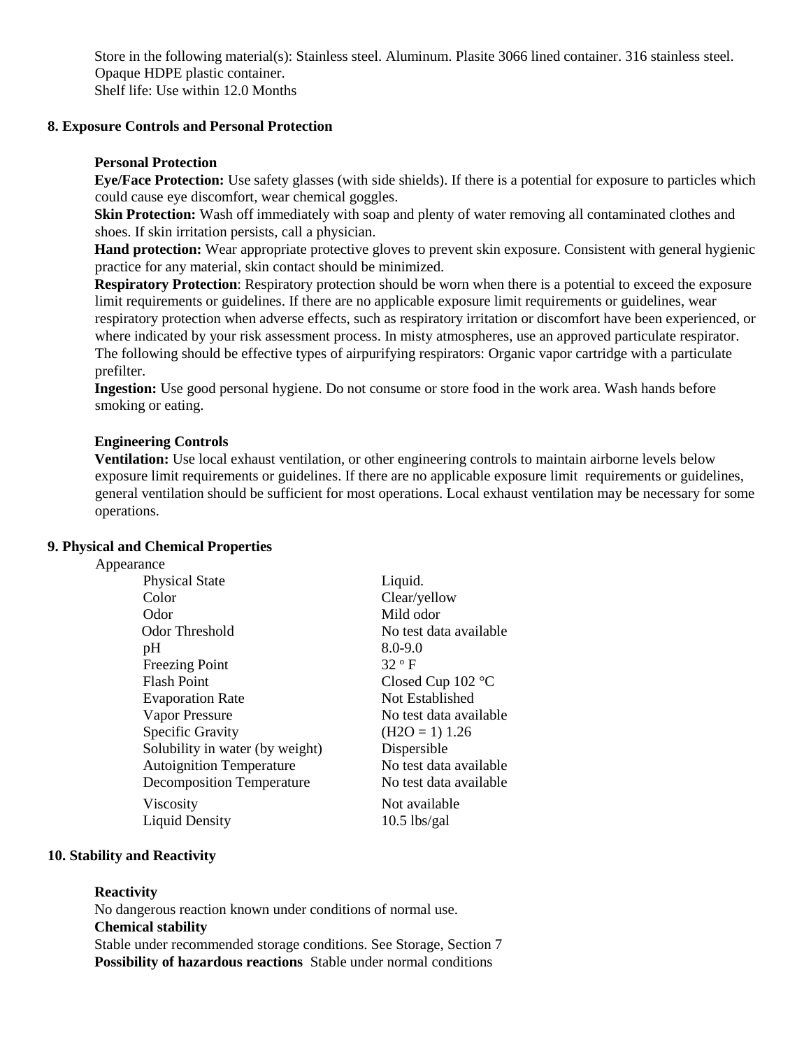Store in the following material(s): Stainless steel. Aluminum. Plasite 3066 lined container. 316 stainless steel. Opaque HDPE plastic container.
Shelf life: Use within 12.0 Months

## 8. Exposure Controls and Personal Protection

### Personal Protection

**Eye/Face Protection:** Use safety glasses (with side shields). If there is a potential for exposure to particles which could cause eye discomfort, wear chemical goggles.

**Skin Protection:** Wash off immediately with soap and plenty of water removing all contaminated clothes and shoes. If skin irritation persists, call a physician.

**Hand protection:** Wear appropriate protective gloves to prevent skin exposure. Consistent with general hygienic practice for any material, skin contact should be minimized.

**Respiratory Protection**: Respiratory protection should be worn when there is a potential to exceed the exposure limit requirements or guidelines. If there are no applicable exposure limit requirements or guidelines, wear respiratory protection when adverse effects, such as respiratory irritation or discomfort have been experienced, or where indicated by your risk assessment process. In misty atmospheres, use an approved particulate respirator. The following should be effective types of airpurifying respirators: Organic vapor cartridge with a particulate prefilter.

**Ingestion:** Use good personal hygiene. Do not consume or store food in the work area. Wash hands before smoking or eating.

### Engineering Controls

**Ventilation:** Use local exhaust ventilation, or other engineering controls to maintain airborne levels below exposure limit requirements or guidelines. If there are no applicable exposure limit requirements or guidelines, general ventilation should be sufficient for most operations. Local exhaust ventilation may be necessary for some operations.

## 9. Physical and Chemical Properties

Appearance

| Property | Value |
|---|---|
| Physical State | Liquid. |
| Color | Clear/yellow |
| Odor | Mild odor |
| Odor Threshold | No test data available |
| pH | 8.0-9.0 |
| Freezing Point | 32 °F |
| Flash Point | Closed Cup 102 °C |
| Evaporation Rate | Not Established |
| Vapor Pressure | No test data available |
| Specific Gravity | ($H_2O$ = 1) 1.26 |
| Solubility in water (by weight) | Dispersible |
| Autoignition Temperature | No test data available |
| Decomposition Temperature | No test data available |
| Viscosity | Not available |
| Liquid Density | 10.5 lbs/gal |

## 10. Stability and Reactivity

**Reactivity**
No dangerous reaction known under conditions of normal use.

**Chemical stability**
Stable under recommended storage conditions. See Storage, Section 7

**Possibility of hazardous reactions** Stable under normal conditions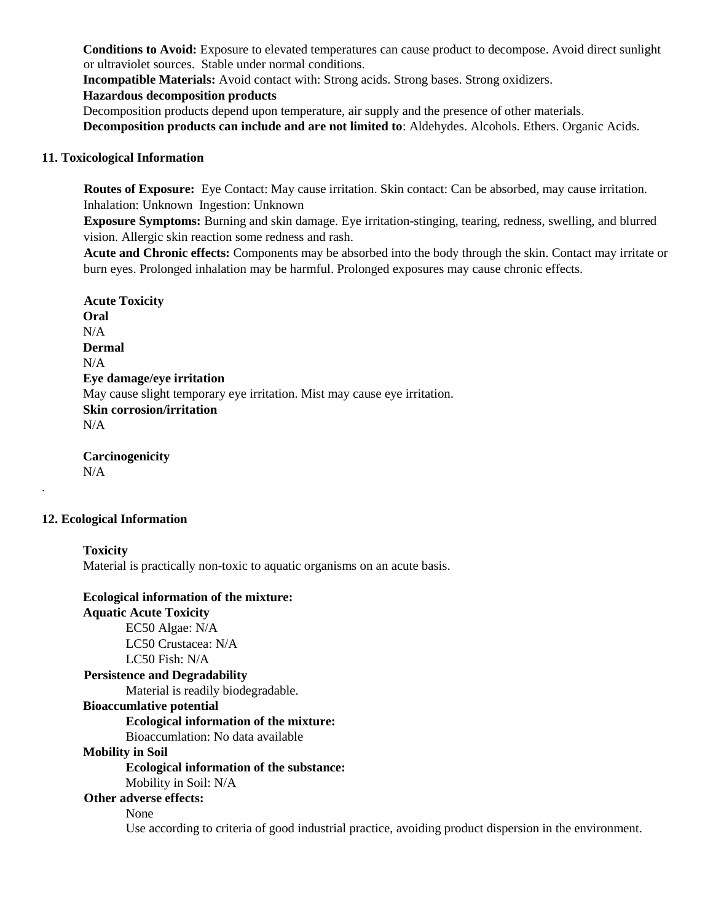**Conditions to Avoid:** Exposure to elevated temperatures can cause product to decompose. Avoid direct sunlight or ultraviolet sources. Stable under normal conditions.

**Incompatible Materials:** Avoid contact with: Strong acids. Strong bases. Strong oxidizers.

**Hazardous decomposition products**

Decomposition products depend upon temperature, air supply and the presence of other materials.

**Decomposition products can include and are not limited to**: Aldehydes. Alcohols. Ethers. Organic Acids.

## 11. Toxicological Information

**Routes of Exposure:** Eye Contact: May cause irritation. Skin contact: Can be absorbed, may cause irritation. Inhalation: Unknown Ingestion: Unknown

**Exposure Symptoms:** Burning and skin damage. Eye irritation-stinging, tearing, redness, swelling, and blurred vision. Allergic skin reaction some redness and rash.

**Acute and Chronic effects:** Components may be absorbed into the body through the skin. Contact may irritate or burn eyes. Prolonged inhalation may be harmful. Prolonged exposures may cause chronic effects.

**Acute Toxicity**

**Oral**

N/A

**Dermal**

N/A

**Eye damage/eye irritation**

May cause slight temporary eye irritation. Mist may cause eye irritation.

**Skin corrosion/irritation**

N/A

**Carcinogenicity**

N/A

.

## 12. Ecological Information

**Toxicity**

Material is practically non-toxic to aquatic organisms on an acute basis.

**Ecological information of the mixture:**

**Aquatic Acute Toxicity**

EC50 Algae: N/A

LC50 Crustacea: N/A

LC50 Fish: N/A

**Persistence and Degradability**

Material is readily biodegradable.

**Bioaccumlative potential**

**Ecological information of the mixture:**

Bioaccumlation: No data available

**Mobility in Soil**

**Ecological information of the substance:**

Mobility in Soil: N/A

**Other adverse effects:**

None

Use according to criteria of good industrial practice, avoiding product dispersion in the environment.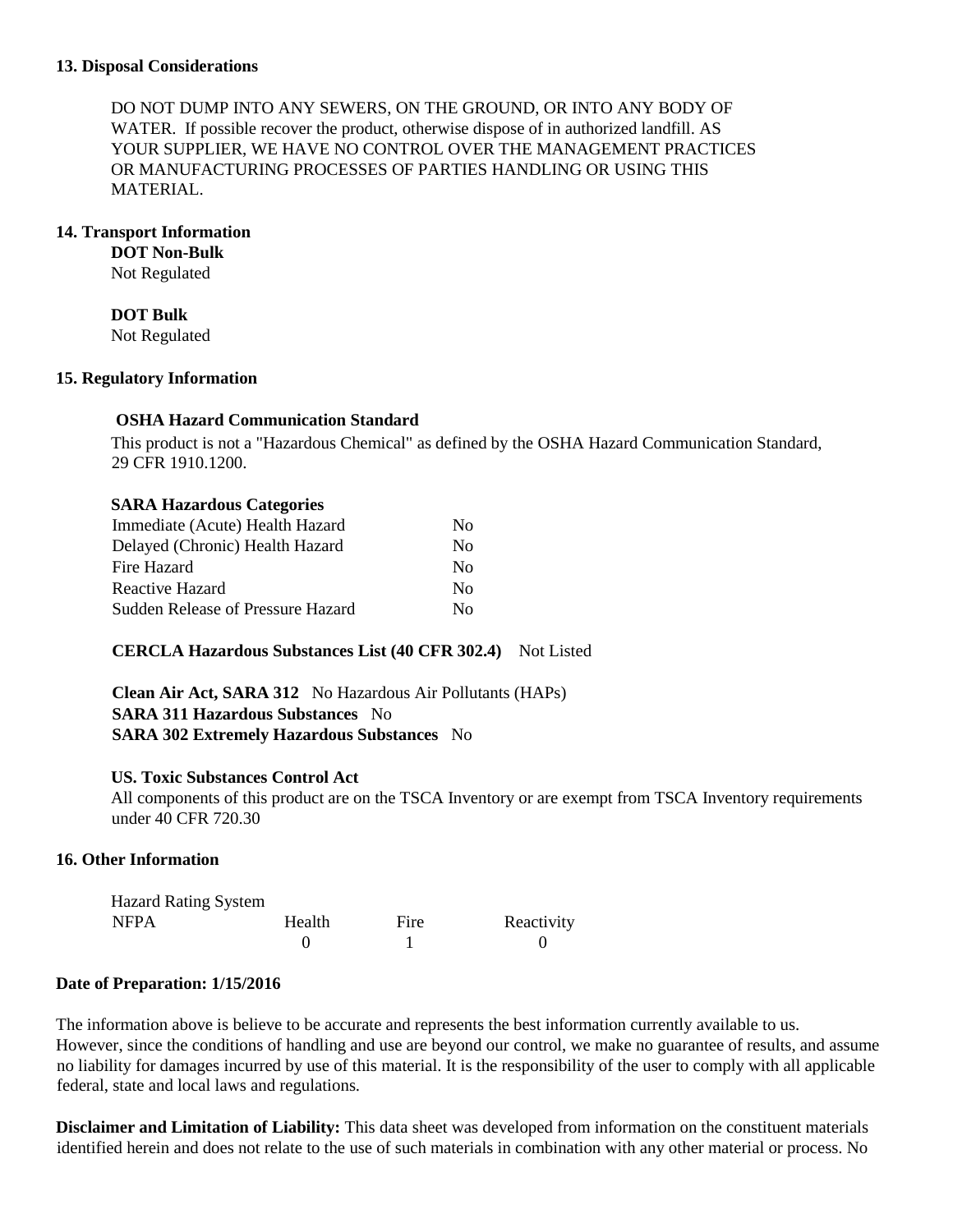## 13. Disposal Considerations

DO NOT DUMP INTO ANY SEWERS, ON THE GROUND, OR INTO ANY BODY OF WATER. If possible recover the product, otherwise dispose of in authorized landfill. AS YOUR SUPPLIER, WE HAVE NO CONTROL OVER THE MANAGEMENT PRACTICES OR MANUFACTURING PROCESSES OF PARTIES HANDLING OR USING THIS MATERIAL.

## 14. Transport Information

**DOT Non-Bulk**

Not Regulated

**DOT Bulk**

Not Regulated

## 15. Regulatory Information

**OSHA Hazard Communication Standard**

This product is not a "Hazardous Chemical" as defined by the OSHA Hazard Communication Standard, 29 CFR 1910.1200.

**SARA Hazardous Categories**

| | |
|---|---|
| Immediate (Acute) Health Hazard | No |
| Delayed (Chronic) Health Hazard | No |
| Fire Hazard | No |
| Reactive Hazard | No |
| Sudden Release of Pressure Hazard | No |

**CERCLA Hazardous Substances List (40 CFR 302.4)** Not Listed

**Clean Air Act, SARA 312** No Hazardous Air Pollutants (HAPs)
**SARA 311 Hazardous Substances** No
**SARA 302 Extremely Hazardous Substances** No

**US. Toxic Substances Control Act**

All components of this product are on the TSCA Inventory or are exempt from TSCA Inventory requirements under 40 CFR 720.30

## 16. Other Information

Hazard Rating System

| NFPA | Health | Fire | Reactivity |
|---|---|---|---|
| | 0 | 1 | 0 |

**Date of Preparation: 1/15/2016**

The information above is believe to be accurate and represents the best information currently available to us. However, since the conditions of handling and use are beyond our control, we make no guarantee of results, and assume no liability for damages incurred by use of this material. It is the responsibility of the user to comply with all applicable federal, state and local laws and regulations.

**Disclaimer and Limitation of Liability:** This data sheet was developed from information on the constituent materials identified herein and does not relate to the use of such materials in combination with any other material or process. No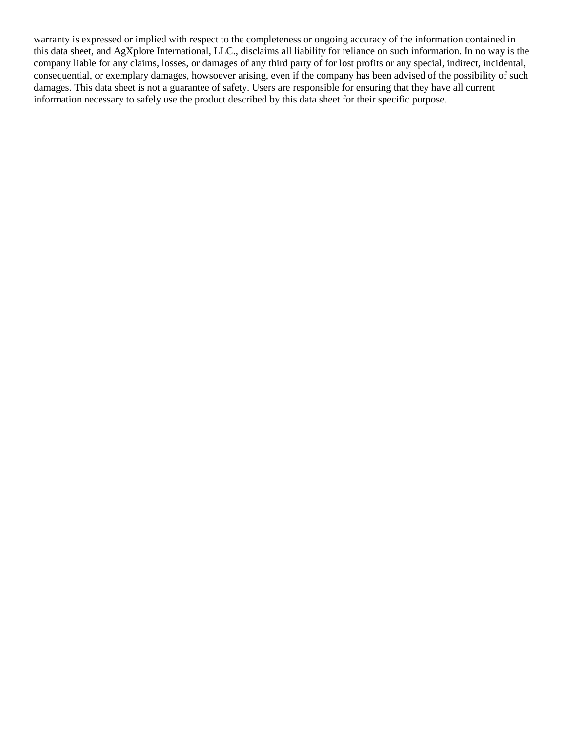warranty is expressed or implied with respect to the completeness or ongoing accuracy of the information contained in this data sheet, and AgXplore International, LLC., disclaims all liability for reliance on such information. In no way is the company liable for any claims, losses, or damages of any third party of for lost profits or any special, indirect, incidental, consequential, or exemplary damages, howsoever arising, even if the company has been advised of the possibility of such damages. This data sheet is not a guarantee of safety. Users are responsible for ensuring that they have all current information necessary to safely use the product described by this data sheet for their specific purpose.